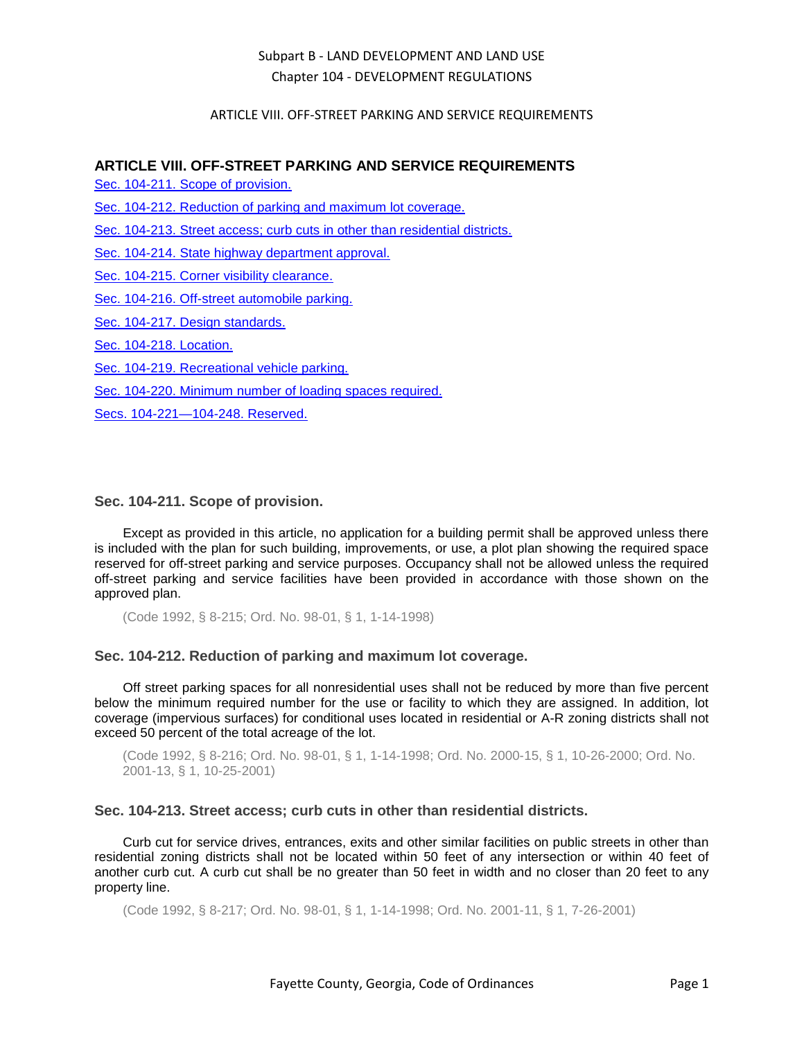# ARTICLE VIII. OFF-STREET PARKING AND SERVICE REQUIREMENTS

Sec. 104-211. Scope of provision.

Sec. 104-212. Reduction of parking and maximum lot coverage.

Sec. 104-213. Street access; curb cuts in other than residential districts.

Sec. 104-214. State highway department approval.

Sec. 104-215. Corner visibility clearance.

Sec. 104-216. Off-street automobile parking.

Sec. 104-217. Design standards.

Sec. 104-218. Location.

Sec. 104-219. Recreational vehicle parking.

Sec. 104-220. Minimum number of loading spaces required.

Secs. 104-221—104-248. Reserved.

### Sec. 104-211. Scope of provision.

Except as provided in this article, no application for a building permit shall be approved unless there is included with the plan for such building, improvements, or use, a plot plan showing the required space reserved for off-street parking and service purposes. Occupancy shall not be allowed unless the required off-street parking and service facilities have been provided in accordance with those shown on the approved plan.

(Code 1992, § 8-215; Ord. No. 98-01, § 1, 1-14-1998)

### Sec. 104-212. Reduction of parking and maximum lot coverage.

Off street parking spaces for all nonresidential uses shall not be reduced by more than five percent below the minimum required number for the use or facility to which they are assigned. In addition, lot coverage (impervious surfaces) for conditional uses located in residential or A-R zoning districts shall not exceed 50 percent of the total acreage of the lot.

(Code 1992, § 8-216; Ord. No. 98-01, § 1, 1-14-1998; Ord. No. 2000-15, § 1, 10-26-2000; Ord. No. 2001-13, § 1, 10-25-2001)

### Sec. 104-213. Street access; curb cuts in other than residential districts.

Curb cut for service drives, entrances, exits and other similar facilities on public streets in other than residential zoning districts shall not be located within 50 feet of any intersection or within 40 feet of another curb cut. A curb cut shall be no greater than 50 feet in width and no closer than 20 feet to any property line.

(Code 1992, § 8-217; Ord. No. 98-01, § 1, 1-14-1998; Ord. No. 2001-11, § 1, 7-26-2001)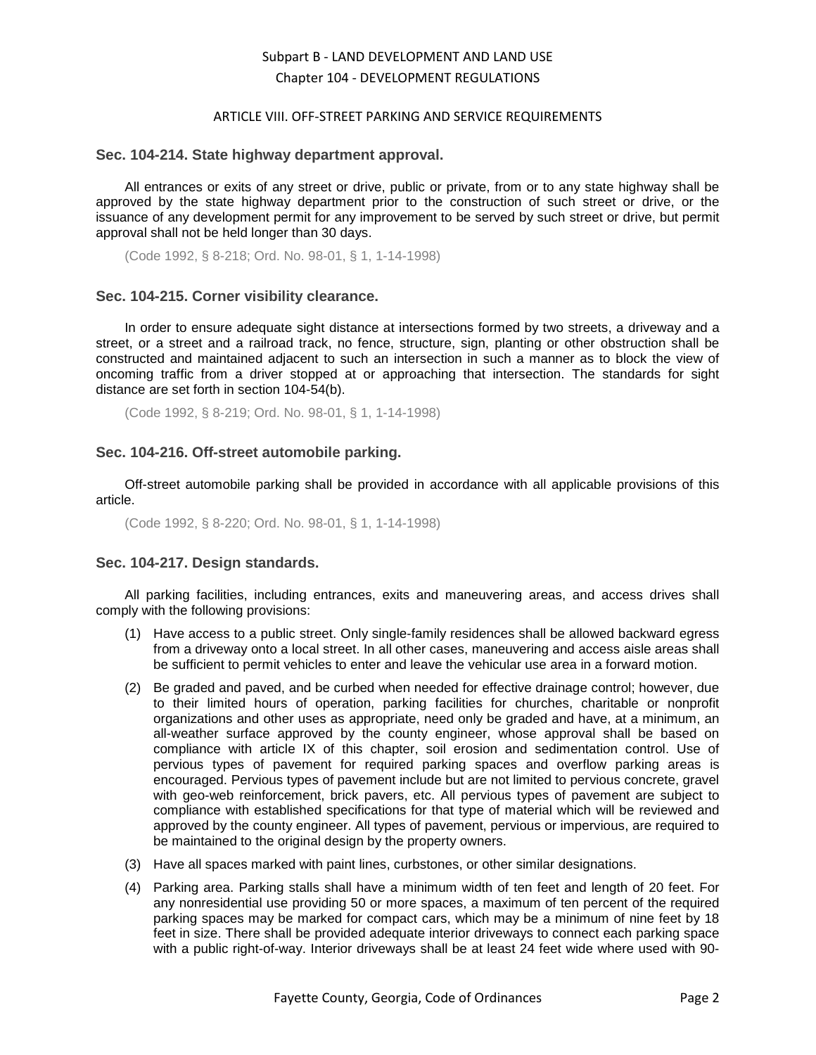Subpart B - LAND DEVELOPMENT AND LAND USE

Chapter 104 - DEVELOPMENT REGULATIONS

ARTICLE VIII. OFF-STREET PARKING AND SERVICE REQUIREMENTS

### Sec. 104-214. State highway department approval.

All entrances or exits of any street or drive, public or private, from or to any state highway shall be approved by the state highway department prior to the construction of such street or drive, or the issuance of any development permit for any improvement to be served by such street or drive, but permit approval shall not be held longer than 30 days.

(Code 1992, § 8-218; Ord. No. 98-01, § 1, 1-14-1998)

### Sec. 104-215. Corner visibility clearance.

In order to ensure adequate sight distance at intersections formed by two streets, a driveway and a street, or a street and a railroad track, no fence, structure, sign, planting or other obstruction shall be constructed and maintained adjacent to such an intersection in such a manner as to block the view of oncoming traffic from a driver stopped at or approaching that intersection. The standards for sight distance are set forth in section 104-54(b).

(Code 1992, § 8-219; Ord. No. 98-01, § 1, 1-14-1998)

### Sec. 104-216. Off-street automobile parking.

Off-street automobile parking shall be provided in accordance with all applicable provisions of this article.

(Code 1992, § 8-220; Ord. No. 98-01, § 1, 1-14-1998)

### Sec. 104-217. Design standards.

All parking facilities, including entrances, exits and maneuvering areas, and access drives shall comply with the following provisions:

(1) Have access to a public street. Only single-family residences shall be allowed backward egress from a driveway onto a local street. In all other cases, maneuvering and access aisle areas shall be sufficient to permit vehicles to enter and leave the vehicular use area in a forward motion.

(2) Be graded and paved, and be curbed when needed for effective drainage control; however, due to their limited hours of operation, parking facilities for churches, charitable or nonprofit organizations and other uses as appropriate, need only be graded and have, at a minimum, an all-weather surface approved by the county engineer, whose approval shall be based on compliance with article IX of this chapter, soil erosion and sedimentation control. Use of pervious types of pavement for required parking spaces and overflow parking areas is encouraged. Pervious types of pavement include but are not limited to pervious concrete, gravel with geo-web reinforcement, brick pavers, etc. All pervious types of pavement are subject to compliance with established specifications for that type of material which will be reviewed and approved by the county engineer. All types of pavement, pervious or impervious, are required to be maintained to the original design by the property owners.

(3) Have all spaces marked with paint lines, curbstones, or other similar designations.

(4) Parking area. Parking stalls shall have a minimum width of ten feet and length of 20 feet. For any nonresidential use providing 50 or more spaces, a maximum of ten percent of the required parking spaces may be marked for compact cars, which may be a minimum of nine feet by 18 feet in size. There shall be provided adequate interior driveways to connect each parking space with a public right-of-way. Interior driveways shall be at least 24 feet wide where used with 90-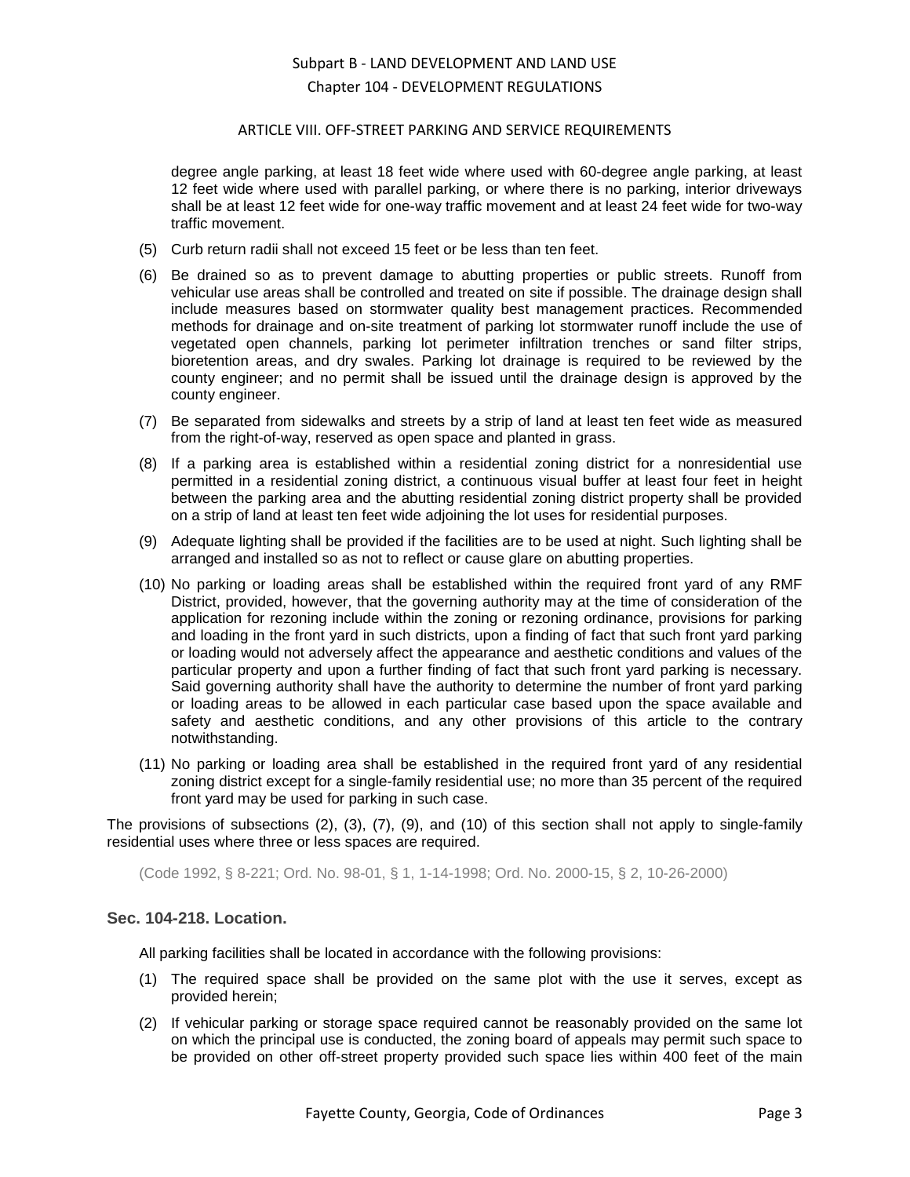degree angle parking, at least 18 feet wide where used with 60-degree angle parking, at least 12 feet wide where used with parallel parking, or where there is no parking, interior driveways shall be at least 12 feet wide for one-way traffic movement and at least 24 feet wide for two-way traffic movement.

(5) Curb return radii shall not exceed 15 feet or be less than ten feet.

(6) Be drained so as to prevent damage to abutting properties or public streets. Runoff from vehicular use areas shall be controlled and treated on site if possible. The drainage design shall include measures based on stormwater quality best management practices. Recommended methods for drainage and on-site treatment of parking lot stormwater runoff include the use of vegetated open channels, parking lot perimeter infiltration trenches or sand filter strips, bioretention areas, and dry swales. Parking lot drainage is required to be reviewed by the county engineer; and no permit shall be issued until the drainage design is approved by the county engineer.

(7) Be separated from sidewalks and streets by a strip of land at least ten feet wide as measured from the right-of-way, reserved as open space and planted in grass.

(8) If a parking area is established within a residential zoning district for a nonresidential use permitted in a residential zoning district, a continuous visual buffer at least four feet in height between the parking area and the abutting residential zoning district property shall be provided on a strip of land at least ten feet wide adjoining the lot uses for residential purposes.

(9) Adequate lighting shall be provided if the facilities are to be used at night. Such lighting shall be arranged and installed so as not to reflect or cause glare on abutting properties.

(10) No parking or loading areas shall be established within the required front yard of any RMF District, provided, however, that the governing authority may at the time of consideration of the application for rezoning include within the zoning or rezoning ordinance, provisions for parking and loading in the front yard in such districts, upon a finding of fact that such front yard parking or loading would not adversely affect the appearance and aesthetic conditions and values of the particular property and upon a further finding of fact that such front yard parking is necessary. Said governing authority shall have the authority to determine the number of front yard parking or loading areas to be allowed in each particular case based upon the space available and safety and aesthetic conditions, and any other provisions of this article to the contrary notwithstanding.

(11) No parking or loading area shall be established in the required front yard of any residential zoning district except for a single-family residential use; no more than 35 percent of the required front yard may be used for parking in such case.

The provisions of subsections (2), (3), (7), (9), and (10) of this section shall not apply to single-family residential uses where three or less spaces are required.

(Code 1992, § 8-221; Ord. No. 98-01, § 1, 1-14-1998; Ord. No. 2000-15, § 2, 10-26-2000)

### Sec. 104-218. Location.

All parking facilities shall be located in accordance with the following provisions:

(1) The required space shall be provided on the same plot with the use it serves, except as provided herein;

(2) If vehicular parking or storage space required cannot be reasonably provided on the same lot on which the principal use is conducted, the zoning board of appeals may permit such space to be provided on other off-street property provided such space lies within 400 feet of the main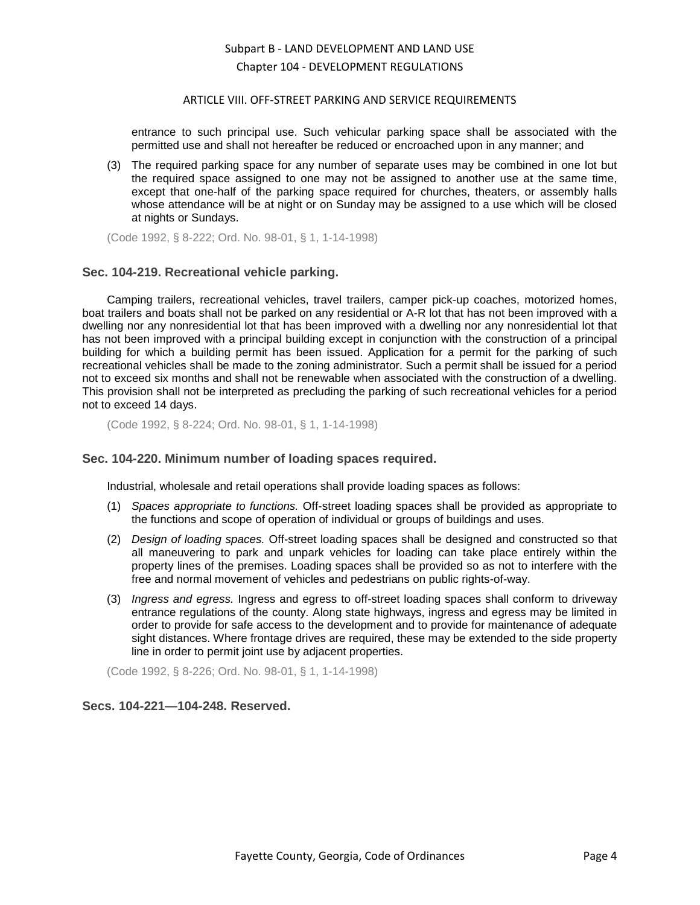entrance to such principal use. Such vehicular parking space shall be associated with the permitted use and shall not hereafter be reduced or encroached upon in any manner; and

(3) The required parking space for any number of separate uses may be combined in one lot but the required space assigned to one may not be assigned to another use at the same time, except that one-half of the parking space required for churches, theaters, or assembly halls whose attendance will be at night or on Sunday may be assigned to a use which will be closed at nights or Sundays.

(Code 1992, § 8-222; Ord. No. 98-01, § 1, 1-14-1998)

### Sec. 104-219. Recreational vehicle parking.

Camping trailers, recreational vehicles, travel trailers, camper pick-up coaches, motorized homes, boat trailers and boats shall not be parked on any residential or A-R lot that has not been improved with a dwelling nor any nonresidential lot that has been improved with a dwelling nor any nonresidential lot that has not been improved with a principal building except in conjunction with the construction of a principal building for which a building permit has been issued. Application for a permit for the parking of such recreational vehicles shall be made to the zoning administrator. Such a permit shall be issued for a period not to exceed six months and shall not be renewable when associated with the construction of a dwelling. This provision shall not be interpreted as precluding the parking of such recreational vehicles for a period not to exceed 14 days.

(Code 1992, § 8-224; Ord. No. 98-01, § 1, 1-14-1998)

### Sec. 104-220. Minimum number of loading spaces required.

Industrial, wholesale and retail operations shall provide loading spaces as follows:

(1) *Spaces appropriate to functions.* Off-street loading spaces shall be provided as appropriate to the functions and scope of operation of individual or groups of buildings and uses.

(2) *Design of loading spaces.* Off-street loading spaces shall be designed and constructed so that all maneuvering to park and unpark vehicles for loading can take place entirely within the property lines of the premises. Loading spaces shall be provided so as not to interfere with the free and normal movement of vehicles and pedestrians on public rights-of-way.

(3) *Ingress and egress.* Ingress and egress to off-street loading spaces shall conform to driveway entrance regulations of the county. Along state highways, ingress and egress may be limited in order to provide for safe access to the development and to provide for maintenance of adequate sight distances. Where frontage drives are required, these may be extended to the side property line in order to permit joint use by adjacent properties.

(Code 1992, § 8-226; Ord. No. 98-01, § 1, 1-14-1998)

### Secs. 104-221—104-248. Reserved.